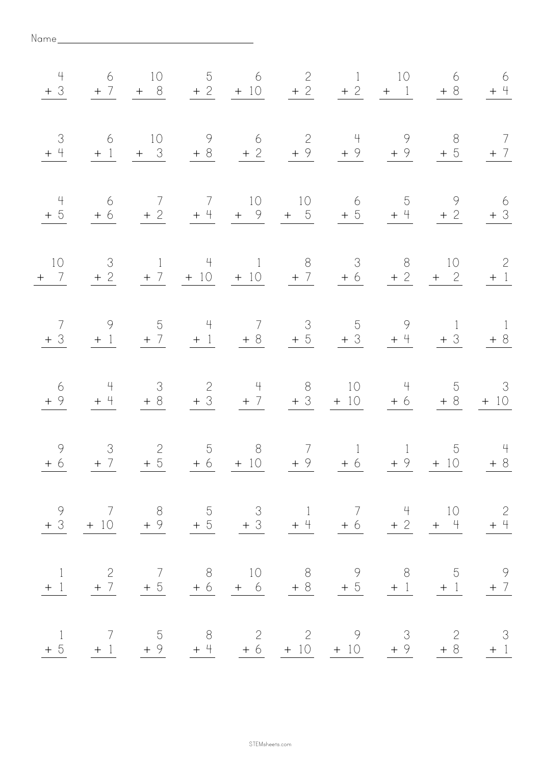Name\_\_\_\_\_\_\_\_\_\_\_\_\_\_\_\_\_\_\_\_\_\_\_\_\_\_\_\_\_\_\_\_\_\_\_\_

| | | | | | | | | | |
|---|---|---|---|---|---|---|---|---|---|
| $4 + 3$ | $6 + 7$ | $10 + 8$ | $5 + 2$ | $6 + 10$ | $2 + 2$ | $1 + 2$ | $10 + 1$ | $6 + 8$ | $6 + 4$ |
| $3 + 4$ | $6 + 1$ | $10 + 3$ | $9 + 8$ | $6 + 2$ | $2 + 9$ | $4 + 9$ | $9 + 9$ | $8 + 5$ | $7 + 7$ |
| $4 + 5$ | $6 + 6$ | $7 + 2$ | $7 + 4$ | $10 + 9$ | $10 + 5$ | $6 + 5$ | $5 + 4$ | $9 + 2$ | $6 + 3$ |
| $10 + 7$ | $3 + 2$ | $1 + 7$ | $4 + 10$ | $1 + 10$ | $8 + 7$ | $3 + 6$ | $8 + 2$ | $10 + 2$ | $2 + 1$ |
| $7 + 3$ | $9 + 1$ | $5 + 7$ | $4 + 1$ | $7 + 8$ | $3 + 5$ | $5 + 3$ | $9 + 4$ | $1 + 3$ | $1 + 8$ |
| $6 + 9$ | $4 + 4$ | $3 + 8$ | $2 + 3$ | $4 + 7$ | $8 + 3$ | $10 + 10$ | $4 + 6$ | $5 + 8$ | $3 + 10$ |
| $9 + 6$ | $3 + 7$ | $2 + 5$ | $5 + 6$ | $8 + 10$ | $7 + 9$ | $1 + 6$ | $1 + 9$ | $5 + 10$ | $4 + 8$ |
| $9 + 3$ | $7 + 10$ | $8 + 9$ | $5 + 5$ | $3 + 3$ | $1 + 4$ | $7 + 6$ | $4 + 2$ | $10 + 4$ | $2 + 4$ |
| $1 + 1$ | $2 + 7$ | $7 + 5$ | $8 + 6$ | $10 + 6$ | $8 + 8$ | $9 + 5$ | $8 + 1$ | $5 + 1$ | $9 + 7$ |
| $1 + 5$ | $7 + 1$ | $5 + 9$ | $8 + 4$ | $2 + 6$ | $2 + 10$ | $9 + 10$ | $3 + 9$ | $2 + 8$ | $3 + 1$ |

STEMsheets.com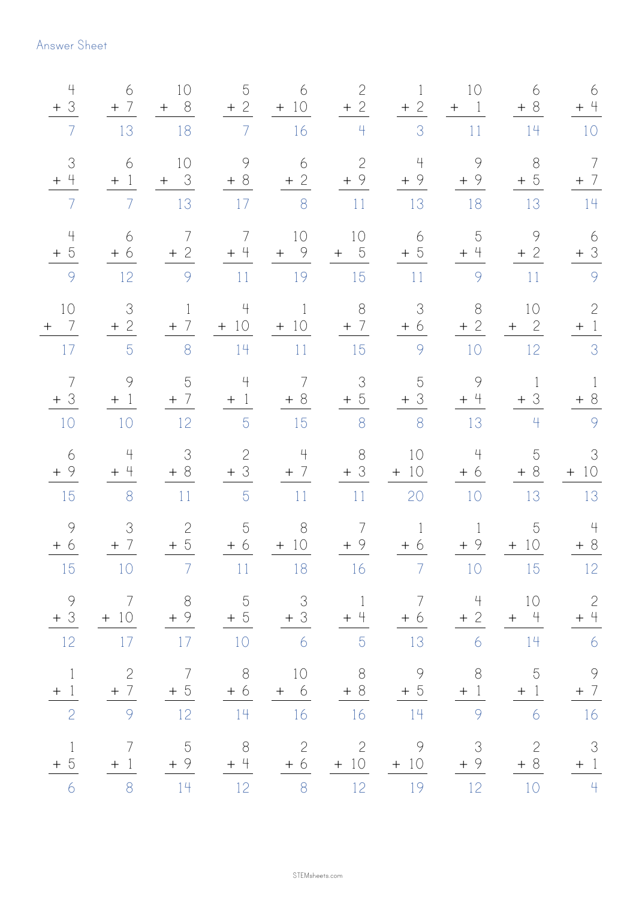Answer Sheet

| | | | | | | | | | |
|---|---|---|---|---|---|---|---|---|---|
| $4 + 3 = 7$ | $6 + 7 = 13$ | $10 + 8 = 18$ | $5 + 2 = 7$ | $6 + 10 = 16$ | $2 + 2 = 4$ | $1 + 2 = 3$ | $10 + 1 = 11$ | $6 + 8 = 14$ | $6 + 4 = 10$ |
| $3 + 4 = 7$ | $6 + 1 = 7$ | $10 + 3 = 13$ | $9 + 8 = 17$ | $6 + 2 = 8$ | $2 + 9 = 11$ | $4 + 9 = 13$ | $9 + 9 = 18$ | $8 + 5 = 13$ | $7 + 7 = 14$ |
| $4 + 5 = 9$ | $6 + 6 = 12$ | $7 + 2 = 9$ | $7 + 4 = 11$ | $10 + 9 = 19$ | $10 + 5 = 15$ | $6 + 5 = 11$ | $5 + 4 = 9$ | $9 + 2 = 11$ | $6 + 3 = 9$ |
| $10 + 7 = 17$ | $3 + 2 = 5$ | $1 + 7 = 8$ | $4 + 10 = 14$ | $1 + 10 = 11$ | $8 + 7 = 15$ | $3 + 6 = 9$ | $8 + 2 = 10$ | $10 + 2 = 12$ | $2 + 1 = 3$ |
| $7 + 3 = 10$ | $9 + 1 = 10$ | $5 + 7 = 12$ | $4 + 1 = 5$ | $7 + 8 = 15$ | $3 + 5 = 8$ | $5 + 3 = 8$ | $9 + 4 = 13$ | $1 + 3 = 4$ | $1 + 8 = 9$ |
| $6 + 9 = 15$ | $4 + 4 = 8$ | $3 + 8 = 11$ | $2 + 3 = 5$ | $4 + 7 = 11$ | $8 + 3 = 11$ | $10 + 10 = 20$ | $4 + 6 = 10$ | $5 + 8 = 13$ | $3 + 10 = 13$ |
| $9 + 6 = 15$ | $3 + 7 = 10$ | $2 + 5 = 7$ | $5 + 6 = 11$ | $8 + 10 = 18$ | $7 + 9 = 16$ | $1 + 6 = 7$ | $1 + 9 = 10$ | $5 + 10 = 15$ | $4 + 8 = 12$ |
| $9 + 3 = 12$ | $7 + 10 = 17$ | $8 + 9 = 17$ | $5 + 5 = 10$ | $3 + 3 = 6$ | $1 + 4 = 5$ | $7 + 6 = 13$ | $4 + 2 = 6$ | $10 + 4 = 14$ | $2 + 4 = 6$ |
| $1 + 1 = 2$ | $2 + 7 = 9$ | $7 + 5 = 12$ | $8 + 6 = 14$ | $10 + 6 = 16$ | $8 + 8 = 16$ | $9 + 5 = 14$ | $8 + 1 = 9$ | $5 + 1 = 6$ | $9 + 7 = 16$ |
| $1 + 5 = 6$ | $7 + 1 = 8$ | $5 + 9 = 14$ | $8 + 4 = 12$ | $2 + 6 = 8$ | $2 + 10 = 12$ | $9 + 10 = 19$ | $3 + 9 = 12$ | $2 + 8 = 10$ | $3 + 1 = 4$ |

STEMsheets.com